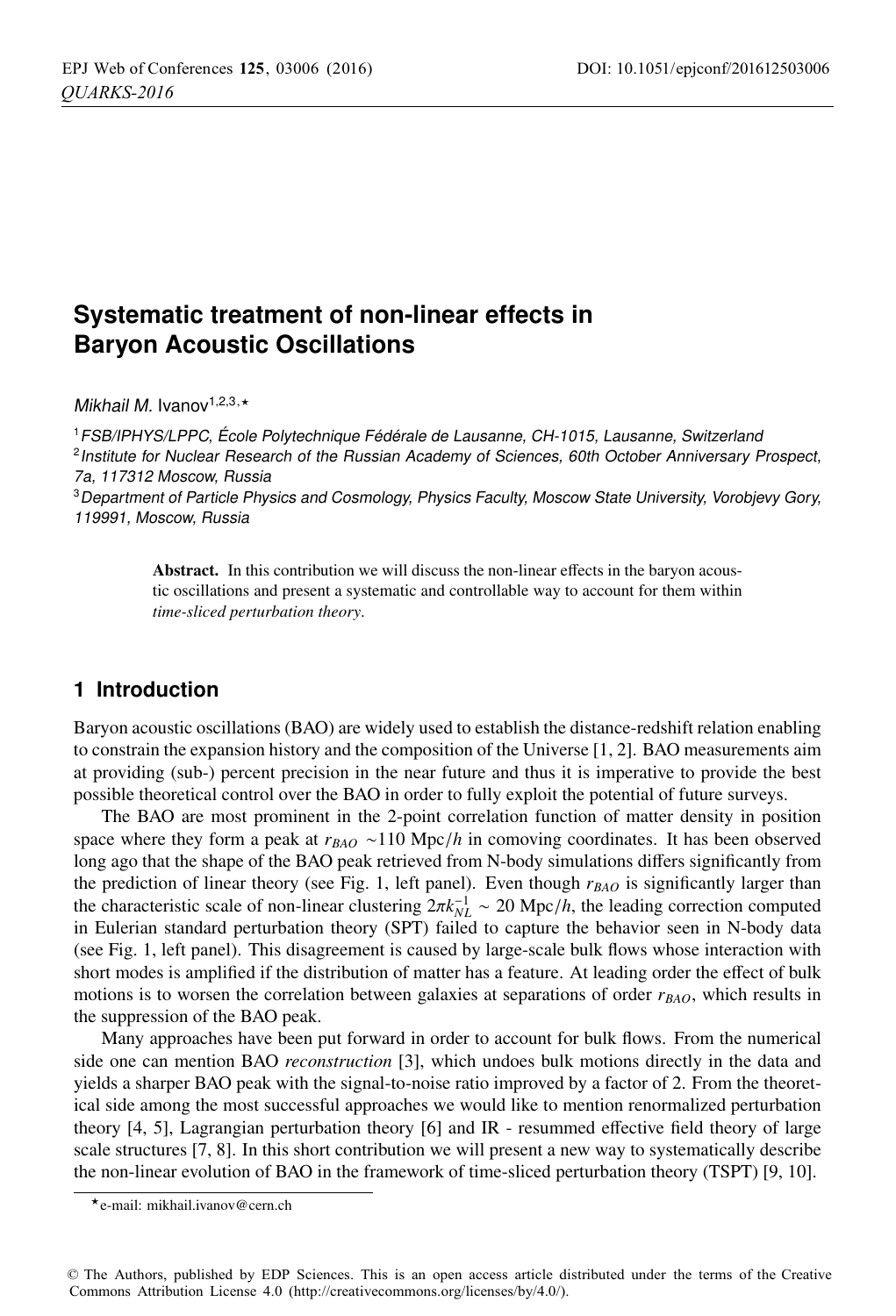# Systematic treatment of non-linear effects in Baryon Acoustic Oscillations

*Mikhail M.* Ivanov[1,2,3,⋆]

[1] *FSB/IPHYS/LPPC, École Polytechnique Fédérale de Lausanne, CH-1015, Lausanne, Switzerland*
[2] *Institute for Nuclear Research of the Russian Academy of Sciences, 60th October Anniversary Prospect, 7a, 117312 Moscow, Russia*
[3] *Department of Particle Physics and Cosmology, Physics Faculty, Moscow State University, Vorobjevy Gory, 119991, Moscow, Russia*

**Abstract.** In this contribution we will discuss the non-linear effects in the baryon acoustic oscillations and present a systematic and controllable way to account for them within *time-sliced perturbation theory*.

## 1 Introduction

Baryon acoustic oscillations (BAO) are widely used to establish the distance-redshift relation enabling to constrain the expansion history and the composition of the Universe [1, 2]. BAO measurements aim at providing (sub-) percent precision in the near future and thus it is imperative to provide the best possible theoretical control over the BAO in order to fully exploit the potential of future surveys.

The BAO are most prominent in the 2-point correlation function of matter density in position space where they form a peak at $r_{BAO} \sim 110$ Mpc$/h$ in comoving coordinates. It has been observed long ago that the shape of the BAO peak retrieved from N-body simulations differs significantly from the prediction of linear theory (see Fig. 1, left panel). Even though $r_{BAO}$ is significantly larger than the characteristic scale of non-linear clustering $2\pi k_{NL}^{-1} \sim 20$ Mpc$/h$, the leading correction computed in Eulerian standard perturbation theory (SPT) failed to capture the behavior seen in N-body data (see Fig. 1, left panel). This disagreement is caused by large-scale bulk flows whose interaction with short modes is amplified if the distribution of matter has a feature. At leading order the effect of bulk motions is to worsen the correlation between galaxies at separations of order $r_{BAO}$, which results in the suppression of the BAO peak.

Many approaches have been put forward in order to account for bulk flows. From the numerical side one can mention BAO *reconstruction* [3], which undoes bulk motions directly in the data and yields a sharper BAO peak with the signal-to-noise ratio improved by a factor of 2. From the theoretical side among the most successful approaches we would like to mention renormalized perturbation theory [4, 5], Lagrangian perturbation theory [6] and IR - resummed effective field theory of large scale structures [7, 8]. In this short contribution we will present a new way to systematically describe the non-linear evolution of BAO in the framework of time-sliced perturbation theory (TSPT) [9, 10].

⋆e-mail: mikhail.ivanov@cern.ch

© The Authors, published by EDP Sciences. This is an open access article distributed under the terms of the Creative Commons Attribution License 4.0 (http://creativecommons.org/licenses/by/4.0/).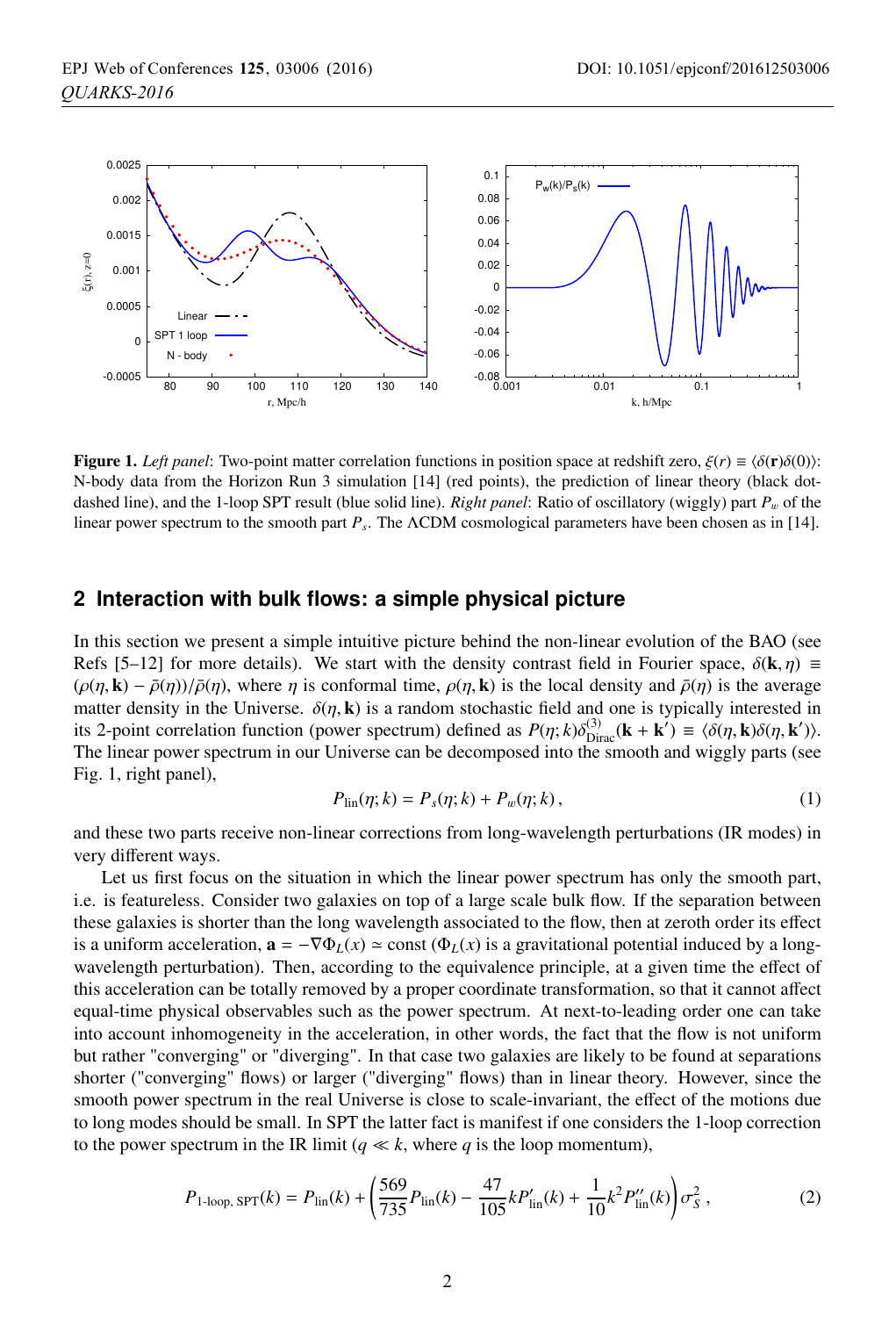**Figure 1.** *Left panel*: Two-point matter correlation functions in position space at redshift zero, $\xi(r) \equiv \langle\delta(\mathbf{r})\delta(0)\rangle$: N-body data from the Horizon Run 3 simulation [14] (red points), the prediction of linear theory (black dot-dashed line), and the 1-loop SPT result (blue solid line). *Right panel*: Ratio of oscillatory (wiggly) part $P_w$ of the linear power spectrum to the smooth part $P_s$. The $\Lambda$CDM cosmological parameters have been chosen as in [14].

## 2 Interaction with bulk flows: a simple physical picture

In this section we present a simple intuitive picture behind the non-linear evolution of the BAO (see Refs [5–12] for more details). We start with the density contrast field in Fourier space, $\delta(\mathbf{k},\eta) \equiv (\rho(\eta,\mathbf{k}) - \bar{\rho}(\eta))/\bar{\rho}(\eta)$, where $\eta$ is conformal time, $\rho(\eta,\mathbf{k})$ is the local density and $\bar{\rho}(\eta)$ is the average matter density in the Universe. $\delta(\eta,\mathbf{k})$ is a random stochastic field and one is typically interested in its 2-point correlation function (power spectrum) defined as $P(\eta;k)\delta^{(3)}_{\text{Dirac}}(\mathbf{k}+\mathbf{k}') \equiv \langle\delta(\eta,\mathbf{k})\delta(\eta,\mathbf{k}')\rangle$. The linear power spectrum in our Universe can be decomposed into the smooth and wiggly parts (see Fig. 1, right panel),

$$P_{\text{lin}}(\eta;k) = P_s(\eta;k) + P_w(\eta;k)\,, \tag{1}$$

and these two parts receive non-linear corrections from long-wavelength perturbations (IR modes) in very different ways.

Let us first focus on the situation in which the linear power spectrum has only the smooth part, i.e. is featureless. Consider two galaxies on top of a large scale bulk flow. If the separation between these galaxies is shorter than the long wavelength associated to the flow, then at zeroth order its effect is a uniform acceleration, $\mathbf{a} = -\nabla\Phi_L(x) \simeq \text{const}$ ($\Phi_L(x)$ is a gravitational potential induced by a long-wavelength perturbation). Then, according to the equivalence principle, at a given time the effect of this acceleration can be totally removed by a proper coordinate transformation, so that it cannot affect equal-time physical observables such as the power spectrum. At next-to-leading order one can take into account inhomogeneity in the acceleration, in other words, the fact that the flow is not uniform but rather "converging" or "diverging". In that case two galaxies are likely to be found at separations shorter ("converging" flows) or larger ("diverging" flows) than in linear theory. However, since the smooth power spectrum in the real Universe is close to scale-invariant, the effect of the motions due to long modes should be small. In SPT the latter fact is manifest if one considers the 1-loop correction to the power spectrum in the IR limit ($q \ll k$, where $q$ is the loop momentum),

$$P_{\text{1-loop, SPT}}(k) = P_{\text{lin}}(k) + \left(\frac{569}{735}P_{\text{lin}}(k) - \frac{47}{105}kP'_{\text{lin}}(k) + \frac{1}{10}k^2P''_{\text{lin}}(k)\right)\sigma_S^2\,, \tag{2}$$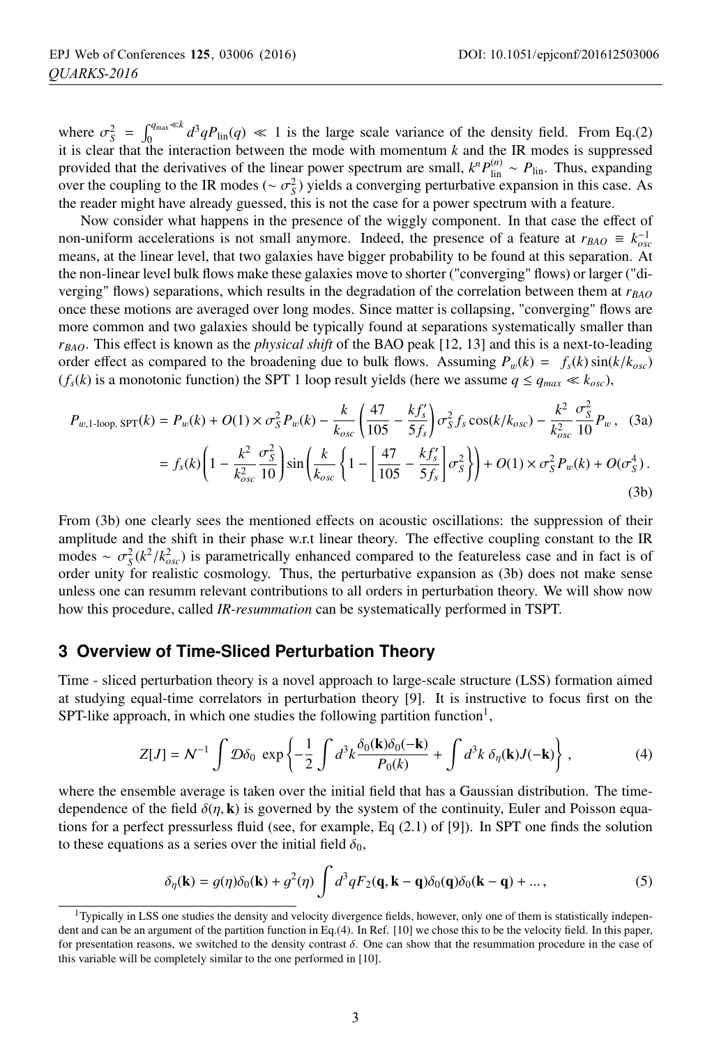where $\sigma_S^2 = \int_0^{q_{\max}\ll k} d^3q P_{\rm lin}(q) \ll 1$ is the large scale variance of the density field. From Eq.(2) it is clear that the interaction between the mode with momentum $k$ and the IR modes is suppressed provided that the derivatives of the linear power spectrum are small, $k^n P_{\rm lin}^{(n)} \sim P_{\rm lin}$. Thus, expanding over the coupling to the IR modes ($\sim \sigma_S^2$) yields a converging perturbative expansion in this case. As the reader might have already guessed, this is not the case for a power spectrum with a feature.

Now consider what happens in the presence of the wiggly component. In that case the effect of non-uniform accelerations is not small anymore. Indeed, the presence of a feature at $r_{BAO} \equiv k_{osc}^{-1}$ means, at the linear level, that two galaxies have bigger probability to be found at this separation. At the non-linear level bulk flows make these galaxies move to shorter ("converging" flows) or larger ("diverging" flows) separations, which results in the degradation of the correlation between them at $r_{BAO}$ once these motions are averaged over long modes. Since matter is collapsing, "converging" flows are more common and two galaxies should be typically found at separations systematically smaller than $r_{BAO}$. This effect is known as the *physical shift* of the BAO peak [12, 13] and this is a next-to-leading order effect as compared to the broadening due to bulk flows. Assuming $P_w(k) = f_s(k)\sin(k/k_{osc})$ ($f_s(k)$ is a monotonic function) the SPT 1 loop result yields (here we assume $q \le q_{max} \ll k_{osc}$),

$$P_{w,\text{1-loop, SPT}}(k) = P_w(k) + O(1)\times\sigma_S^2 P_w(k) - \frac{k}{k_{osc}}\left(\frac{47}{105} - \frac{kf_s'}{5f_s}\right)\sigma_S^2 f_s \cos(k/k_{osc}) - \frac{k^2}{k_{osc}^2}\frac{\sigma_S^2}{10}P_w\,, \quad \text{(3a)}$$

$$= f_s(k)\left(1 - \frac{k^2}{k_{osc}^2}\frac{\sigma_S^2}{10}\right)\sin\left(\frac{k}{k_{osc}}\left\{1 - \left[\frac{47}{105} - \frac{kf_s'}{5f_s}\right]\sigma_S^2\right\}\right) + O(1)\times\sigma_S^2 P_w(k) + O(\sigma_S^4)\,. \quad \text{(3b)}$$

From (3b) one clearly sees the mentioned effects on acoustic oscillations: the suppression of their amplitude and the shift in their phase w.r.t linear theory. The effective coupling constant to the IR modes $\sim \sigma_S^2(k^2/k_{osc}^2)$ is parametrically enhanced compared to the featureless case and in fact is of order unity for realistic cosmology. Thus, the perturbative expansion as (3b) does not make sense unless one can resumm relevant contributions to all orders in perturbation theory. We will show now how this procedure, called *IR-resummation* can be systematically performed in TSPT.

## 3 Overview of Time-Sliced Perturbation Theory

Time - sliced perturbation theory is a novel approach to large-scale structure (LSS) formation aimed at studying equal-time correlators in perturbation theory [9]. It is instructive to focus first on the SPT-like approach, in which one studies the following partition function[1],

$$Z[J] = \mathcal{N}^{-1}\int \mathcal{D}\delta_0\, \exp\left\{-\frac{1}{2}\int d^3k\frac{\delta_0(\mathbf{k})\delta_0(-\mathbf{k})}{P_0(k)} + \int d^3k\, \delta_\eta(\mathbf{k})J(-\mathbf{k})\right\}\,, \quad (4)$$

where the ensemble average is taken over the initial field that has a Gaussian distribution. The time-dependence of the field $\delta(\eta,\mathbf{k})$ is governed by the system of the continuity, Euler and Poisson equations for a perfect pressurless fluid (see, for example, Eq (2.1) of [9]). In SPT one finds the solution to these equations as a series over the initial field $\delta_0$,

$$\delta_\eta(\mathbf{k}) = g(\eta)\delta_0(\mathbf{k}) + g^2(\eta)\int d^3q F_2(\mathbf{q},\mathbf{k}-\mathbf{q})\delta_0(\mathbf{q})\delta_0(\mathbf{k}-\mathbf{q}) + \ldots\,, \quad (5)$$

[1] Typically in LSS one studies the density and velocity divergence fields, however, only one of them is statistically independent and can be an argument of the partition function in Eq.(4). In Ref. [10] we chose this to be the velocity field. In this paper, for presentation reasons, we switched to the density contrast $\delta$. One can show that the resummation procedure in the case of this variable will be completely similar to the one performed in [10].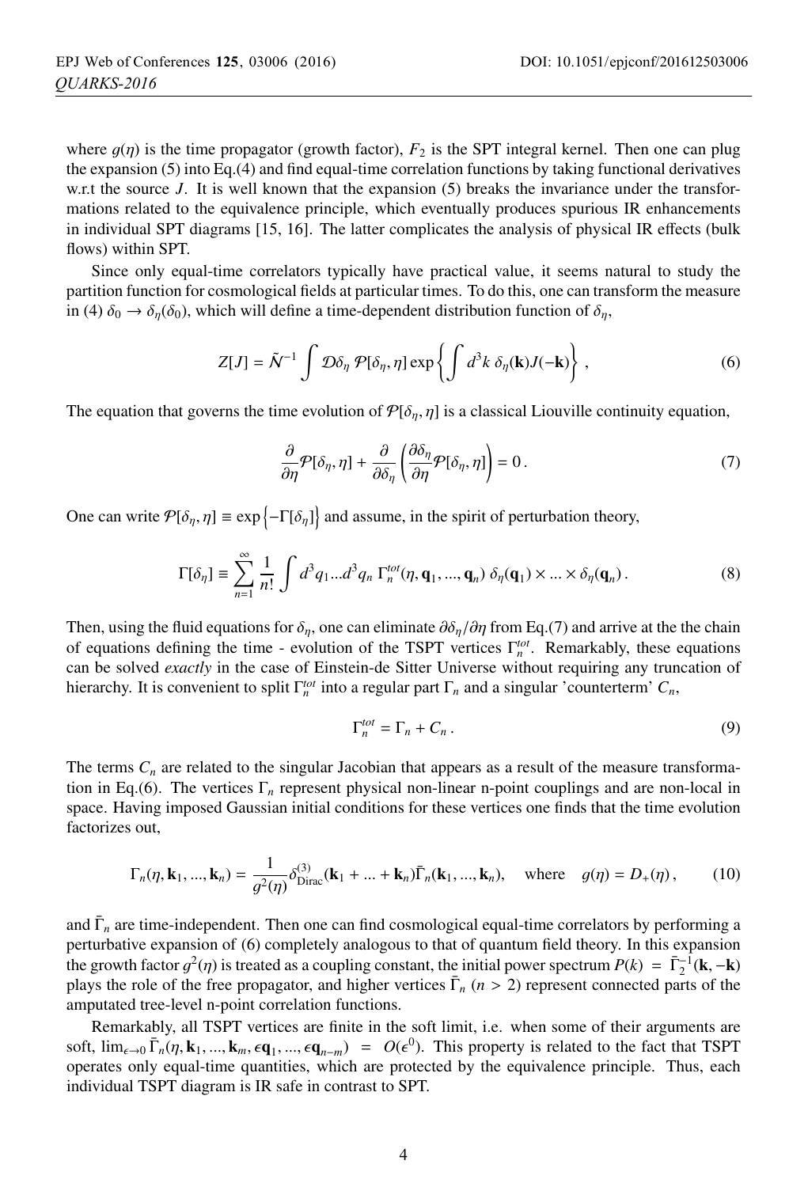where $g(\eta)$ is the time propagator (growth factor), $F_2$ is the SPT integral kernel. Then one can plug the expansion (5) into Eq.(4) and find equal-time correlation functions by taking functional derivatives w.r.t the source $J$. It is well known that the expansion (5) breaks the invariance under the transformations related to the equivalence principle, which eventually produces spurious IR enhancements in individual SPT diagrams [15, 16]. The latter complicates the analysis of physical IR effects (bulk flows) within SPT.

Since only equal-time correlators typically have practical value, it seems natural to study the partition function for cosmological fields at particular times. To do this, one can transform the measure in (4) $\delta_0 \to \delta_\eta(\delta_0)$, which will define a time-dependent distribution function of $\delta_\eta$,

$$Z[J] = \tilde{\mathcal{N}}^{-1} \int \mathcal{D}\delta_\eta \, \mathcal{P}[\delta_\eta, \eta] \exp\left\{ \int d^3k \, \delta_\eta(\mathbf{k}) J(-\mathbf{k}) \right\} , \tag{6}$$

The equation that governs the time evolution of $\mathcal{P}[\delta_\eta, \eta]$ is a classical Liouville continuity equation,

$$\frac{\partial}{\partial \eta} \mathcal{P}[\delta_\eta, \eta] + \frac{\partial}{\partial \delta_\eta} \left( \frac{\partial \delta_\eta}{\partial \eta} \mathcal{P}[\delta_\eta, \eta] \right) = 0 \, . \tag{7}$$

One can write $\mathcal{P}[\delta_\eta, \eta] \equiv \exp\left\{-\Gamma[\delta_\eta]\right\}$ and assume, in the spirit of perturbation theory,

$$\Gamma[\delta_\eta] \equiv \sum_{n=1}^{\infty} \frac{1}{n!} \int d^3q_1 ... d^3q_n \, \Gamma_n^{tot}(\eta, \mathbf{q}_1, ..., \mathbf{q}_n) \, \delta_\eta(\mathbf{q}_1) \times ... \times \delta_\eta(\mathbf{q}_n) \, . \tag{8}$$

Then, using the fluid equations for $\delta_\eta$, one can eliminate $\partial\delta_\eta/\partial\eta$ from Eq.(7) and arrive at the the chain of equations defining the time - evolution of the TSPT vertices $\Gamma_n^{tot}$. Remarkably, these equations can be solved *exactly* in the case of Einstein-de Sitter Universe without requiring any truncation of hierarchy. It is convenient to split $\Gamma_n^{tot}$ into a regular part $\Gamma_n$ and a singular 'counterterm' $C_n$,

$$\Gamma_n^{tot} = \Gamma_n + C_n \, . \tag{9}$$

The terms $C_n$ are related to the singular Jacobian that appears as a result of the measure transformation in Eq.(6). The vertices $\Gamma_n$ represent physical non-linear n-point couplings and are non-local in space. Having imposed Gaussian initial conditions for these vertices one finds that the time evolution factorizes out,

$$\Gamma_n(\eta, \mathbf{k}_1, ..., \mathbf{k}_n) = \frac{1}{g^2(\eta)} \delta^{(3)}_{\text{Dirac}}(\mathbf{k}_1 + ... + \mathbf{k}_n) \bar{\Gamma}_n(\mathbf{k}_1, ..., \mathbf{k}_n), \quad \text{where} \quad g(\eta) = D_+(\eta) \, , \tag{10}$$

and $\bar{\Gamma}_n$ are time-independent. Then one can find cosmological equal-time correlators by performing a perturbative expansion of (6) completely analogous to that of quantum field theory. In this expansion the growth factor $g^2(\eta)$ is treated as a coupling constant, the initial power spectrum $P(k) = \bar{\Gamma}_2^{-1}(\mathbf{k}, -\mathbf{k})$ plays the role of the free propagator, and higher vertices $\bar{\Gamma}_n$ ($n > 2$) represent connected parts of the amputated tree-level n-point correlation functions.

Remarkably, all TSPT vertices are finite in the soft limit, i.e. when some of their arguments are soft, $\lim_{\epsilon \to 0} \bar{\Gamma}_n(\eta, \mathbf{k}_1, ..., \mathbf{k}_m, \epsilon\mathbf{q}_1, ..., \epsilon\mathbf{q}_{n-m}) = O(\epsilon^0)$. This property is related to the fact that TSPT operates only equal-time quantities, which are protected by the equivalence principle. Thus, each individual TSPT diagram is IR safe in contrast to SPT.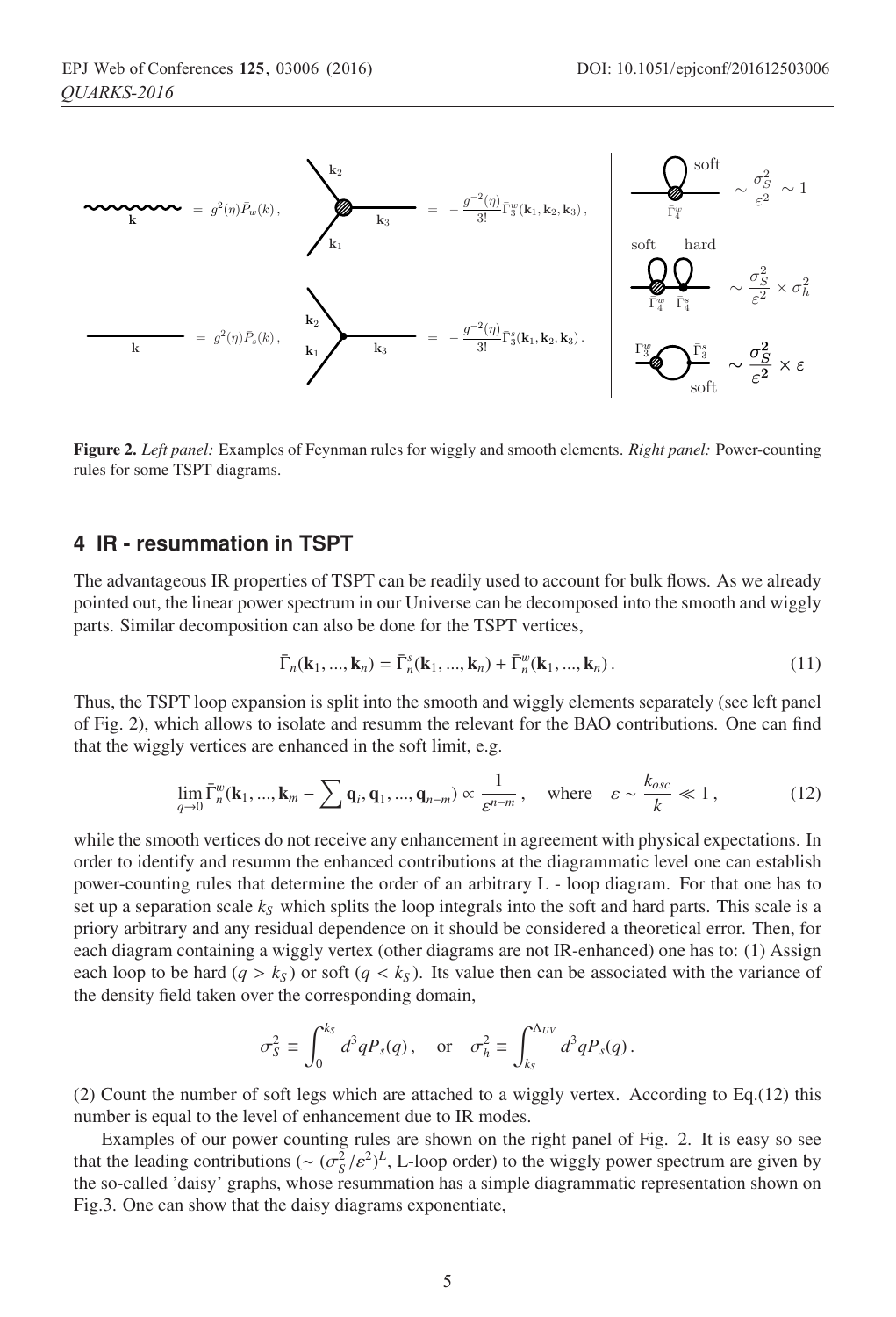**Figure 2.** *Left panel:* Examples of Feynman rules for wiggly and smooth elements. *Right panel:* Power-counting rules for some TSPT diagrams.

## 4 IR - resummation in TSPT

The advantageous IR properties of TSPT can be readily used to account for bulk flows. As we already pointed out, the linear power spectrum in our Universe can be decomposed into the smooth and wiggly parts. Similar decomposition can also be done for the TSPT vertices,

$$\bar{\Gamma}_n(\mathbf{k}_1, ..., \mathbf{k}_n) = \bar{\Gamma}^s_n(\mathbf{k}_1, ..., \mathbf{k}_n) + \bar{\Gamma}^w_n(\mathbf{k}_1, ..., \mathbf{k}_n)\,. \tag{11}$$

Thus, the TSPT loop expansion is split into the smooth and wiggly elements separately (see left panel of Fig. 2), which allows to isolate and resumm the relevant for the BAO contributions. One can find that the wiggly vertices are enhanced in the soft limit, e.g.

$$\lim_{q\to 0}\bar{\Gamma}^w_n(\mathbf{k}_1, ..., \mathbf{k}_m - \sum \mathbf{q}_i, \mathbf{q}_1, ..., \mathbf{q}_{n-m}) \propto \frac{1}{\varepsilon^{n-m}}\,, \quad \text{where} \quad \varepsilon \sim \frac{k_{osc}}{k} \ll 1\,, \tag{12}$$

while the smooth vertices do not receive any enhancement in agreement with physical expectations. In order to identify and resumm the enhanced contributions at the diagrammatic level one can establish power-counting rules that determine the order of an arbitrary L - loop diagram. For that one has to set up a separation scale $k_S$ which splits the loop integrals into the soft and hard parts. This scale is a priory arbitrary and any residual dependence on it should be considered a theoretical error. Then, for each diagram containing a wiggly vertex (other diagrams are not IR-enhanced) one has to: (1) Assign each loop to be hard ($q > k_S$) or soft ($q < k_S$). Its value then can be associated with the variance of the density field taken over the corresponding domain,

$$\sigma^2_S \equiv \int_0^{k_S} d^3q P_s(q)\,, \quad \text{or} \quad \sigma^2_h \equiv \int_{k_S}^{\Lambda_{UV}} d^3q P_s(q)\,.$$

(2) Count the number of soft legs which are attached to a wiggly vertex. According to Eq.(12) this number is equal to the level of enhancement due to IR modes.

Examples of our power counting rules are shown on the right panel of Fig. 2. It is easy so see that the leading contributions ($\sim (\sigma^2_S/\varepsilon^2)^L$, L-loop order) to the wiggly power spectrum are given by the so-called 'daisy' graphs, whose resummation has a simple diagrammatic representation shown on Fig.3. One can show that the daisy diagrams exponentiate,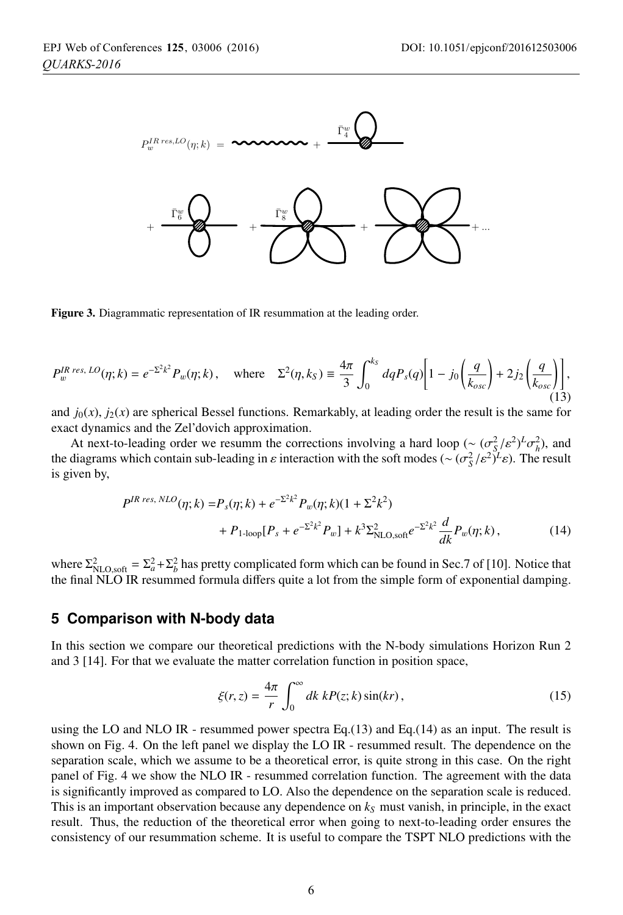Figure 3. Diagrammatic representation of IR resummation at the leading order.

$$P_w^{IR\,res,\,LO}(\eta;k) = e^{-\Sigma^2 k^2} P_w(\eta;k)\,, \quad \text{where} \quad \Sigma^2(\eta,k_S) \equiv \frac{4\pi}{3}\int_0^{k_S} dq P_s(q)\left[1 - j_0\left(\frac{q}{k_{osc}}\right) + 2 j_2\left(\frac{q}{k_{osc}}\right)\right], \tag{13}$$

and $j_0(x)$, $j_2(x)$ are spherical Bessel functions. Remarkably, at leading order the result is the same for exact dynamics and the Zel'dovich approximation.

At next-to-leading order we resumm the corrections involving a hard loop ($\sim (\sigma_S^2/\varepsilon^2)^L \sigma_h^2$), and the diagrams which contain sub-leading in $\varepsilon$ interaction with the soft modes ($\sim (\sigma_S^2/\varepsilon^2)^L \varepsilon$). The result is given by,

$$\begin{aligned} P^{IR\,res,\,NLO}(\eta;k) =& P_s(\eta;k) + e^{-\Sigma^2 k^2} P_w(\eta;k)(1+\Sigma^2 k^2) \\ &+ P_{\text{1-loop}}[P_s + e^{-\Sigma^2 k^2} P_w] + k^3 \Sigma^2_{\text{NLO,soft}} e^{-\Sigma^2 k^2} \frac{d}{dk} P_w(\eta;k)\,, \end{aligned} \tag{14}$$

where $\Sigma^2_{\text{NLO,soft}} = \Sigma_a^2 + \Sigma_b^2$ has pretty complicated form which can be found in Sec.7 of [10]. Notice that the final NLO IR resummed formula differs quite a lot from the simple form of exponential damping.

## 5 Comparison with N-body data

In this section we compare our theoretical predictions with the N-body simulations Horizon Run 2 and 3 [14]. For that we evaluate the matter correlation function in position space,

$$\xi(r,z) = \frac{4\pi}{r}\int_0^\infty dk\; k P(z;k)\sin(kr)\,, \tag{15}$$

using the LO and NLO IR - resummed power spectra Eq.(13) and Eq.(14) as an input. The result is shown on Fig. 4. On the left panel we display the LO IR - resummed result. The dependence on the separation scale, which we assume to be a theoretical error, is quite strong in this case. On the right panel of Fig. 4 we show the NLO IR - resummed correlation function. The agreement with the data is significantly improved as compared to LO. Also the dependence on the separation scale is reduced. This is an important observation because any dependence on $k_S$ must vanish, in principle, in the exact result. Thus, the reduction of the theoretical error when going to next-to-leading order ensures the consistency of our resummation scheme. It is useful to compare the TSPT NLO predictions with the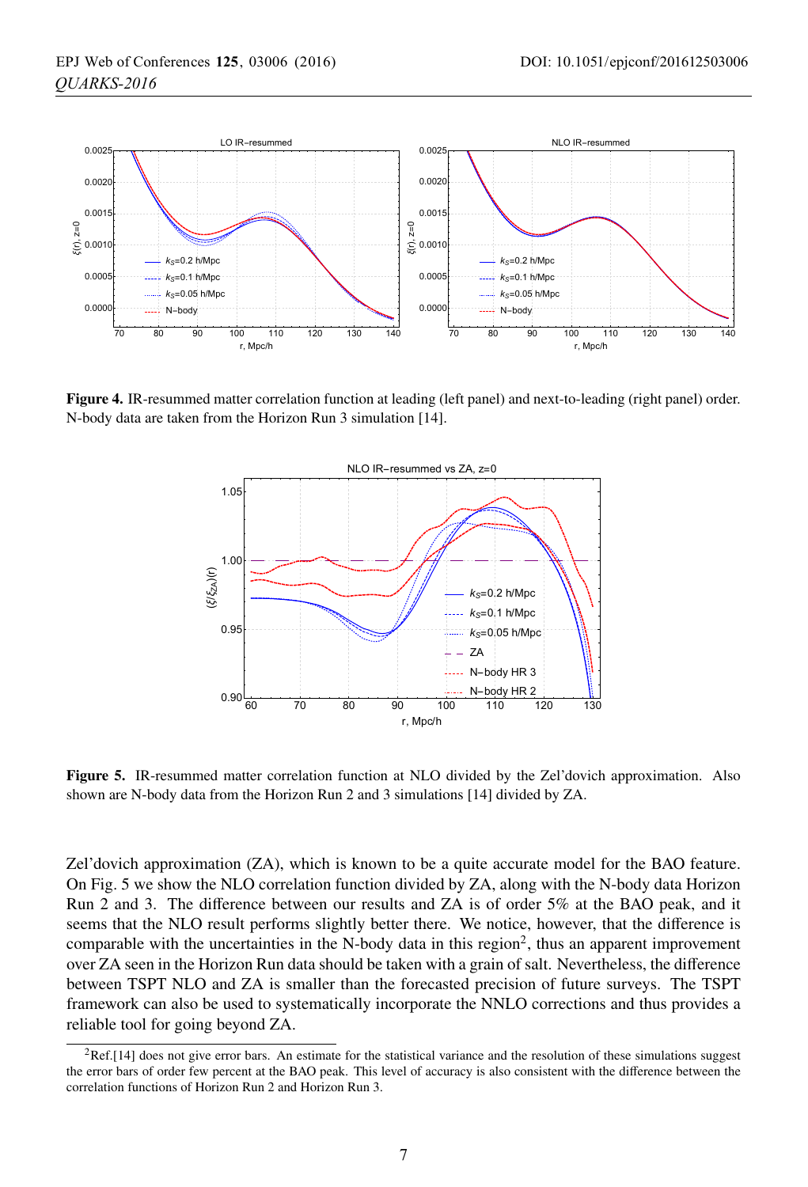**Figure 4.** IR-resummed matter correlation function at leading (left panel) and next-to-leading (right panel) order. N-body data are taken from the Horizon Run 3 simulation [14].

**Figure 5.** IR-resummed matter correlation function at NLO divided by the Zel'dovich approximation. Also shown are N-body data from the Horizon Run 2 and 3 simulations [14] divided by ZA.

Zel'dovich approximation (ZA), which is known to be a quite accurate model for the BAO feature. On Fig. 5 we show the NLO correlation function divided by ZA, along with the N-body data Horizon Run 2 and 3. The difference between our results and ZA is of order 5% at the BAO peak, and it seems that the NLO result performs slightly better there. We notice, however, that the difference is comparable with the uncertainties in the N-body data in this region[2], thus an apparent improvement over ZA seen in the Horizon Run data should be taken with a grain of salt. Nevertheless, the difference between TSPT NLO and ZA is smaller than the forecasted precision of future surveys. The TSPT framework can also be used to systematically incorporate the NNLO corrections and thus provides a reliable tool for going beyond ZA.

[2] Ref.[14] does not give error bars. An estimate for the statistical variance and the resolution of these simulations suggest the error bars of order few percent at the BAO peak. This level of accuracy is also consistent with the difference between the correlation functions of Horizon Run 2 and Horizon Run 3.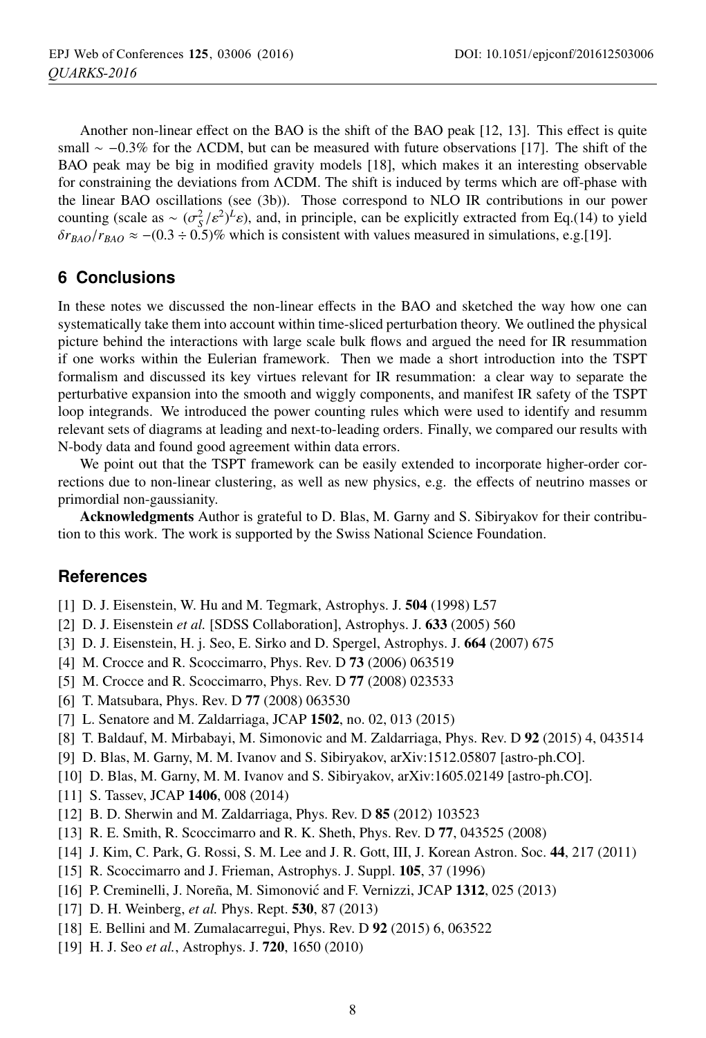Another non-linear effect on the BAO is the shift of the BAO peak [12, 13]. This effect is quite small $\sim -0.3\%$ for the ΛCDM, but can be measured with future observations [17]. The shift of the BAO peak may be big in modified gravity models [18], which makes it an interesting observable for constraining the deviations from ΛCDM. The shift is induced by terms which are off-phase with the linear BAO oscillations (see (3b)). Those correspond to NLO IR contributions in our power counting (scale as $\sim (\sigma_S^2/\varepsilon^2)^L \varepsilon$), and, in principle, can be explicitly extracted from Eq.(14) to yield $\delta r_{BAO}/r_{BAO} \approx -(0.3 \div 0.5)\%$ which is consistent with values measured in simulations, e.g.[19].

## 6 Conclusions

In these notes we discussed the non-linear effects in the BAO and sketched the way how one can systematically take them into account within time-sliced perturbation theory. We outlined the physical picture behind the interactions with large scale bulk flows and argued the need for IR resummation if one works within the Eulerian framework. Then we made a short introduction into the TSPT formalism and discussed its key virtues relevant for IR resummation: a clear way to separate the perturbative expansion into the smooth and wiggly components, and manifest IR safety of the TSPT loop integrands. We introduced the power counting rules which were used to identify and resumm relevant sets of diagrams at leading and next-to-leading orders. Finally, we compared our results with N-body data and found good agreement within data errors.

We point out that the TSPT framework can be easily extended to incorporate higher-order corrections due to non-linear clustering, as well as new physics, e.g. the effects of neutrino masses or primordial non-gaussianity.

**Acknowledgments** Author is grateful to D. Blas, M. Garny and S. Sibiryakov for their contribution to this work. The work is supported by the Swiss National Science Foundation.

## References

[1] D. J. Eisenstein, W. Hu and M. Tegmark, Astrophys. J. **504** (1998) L57

[2] D. J. Eisenstein *et al.* [SDSS Collaboration], Astrophys. J. **633** (2005) 560

[3] D. J. Eisenstein, H. j. Seo, E. Sirko and D. Spergel, Astrophys. J. **664** (2007) 675

[4] M. Crocce and R. Scoccimarro, Phys. Rev. D **73** (2006) 063519

[5] M. Crocce and R. Scoccimarro, Phys. Rev. D **77** (2008) 023533

[6] T. Matsubara, Phys. Rev. D **77** (2008) 063530

[7] L. Senatore and M. Zaldarriaga, JCAP **1502**, no. 02, 013 (2015)

[8] T. Baldauf, M. Mirbabayi, M. Simonovic and M. Zaldarriaga, Phys. Rev. D **92** (2015) 4, 043514

[9] D. Blas, M. Garny, M. M. Ivanov and S. Sibiryakov, arXiv:1512.05807 [astro-ph.CO].

[10] D. Blas, M. Garny, M. M. Ivanov and S. Sibiryakov, arXiv:1605.02149 [astro-ph.CO].

[11] S. Tassev, JCAP **1406**, 008 (2014)

[12] B. D. Sherwin and M. Zaldarriaga, Phys. Rev. D **85** (2012) 103523

[13] R. E. Smith, R. Scoccimarro and R. K. Sheth, Phys. Rev. D **77**, 043525 (2008)

[14] J. Kim, C. Park, G. Rossi, S. M. Lee and J. R. Gott, III, J. Korean Astron. Soc. **44**, 217 (2011)

[15] R. Scoccimarro and J. Frieman, Astrophys. J. Suppl. **105**, 37 (1996)

[16] P. Creminelli, J. Noreña, M. Simonović and F. Vernizzi, JCAP **1312**, 025 (2013)

[17] D. H. Weinberg, *et al.* Phys. Rept. **530**, 87 (2013)

[18] E. Bellini and M. Zumalacarregui, Phys. Rev. D **92** (2015) 6, 063522

[19] H. J. Seo *et al.*, Astrophys. J. **720**, 1650 (2010)